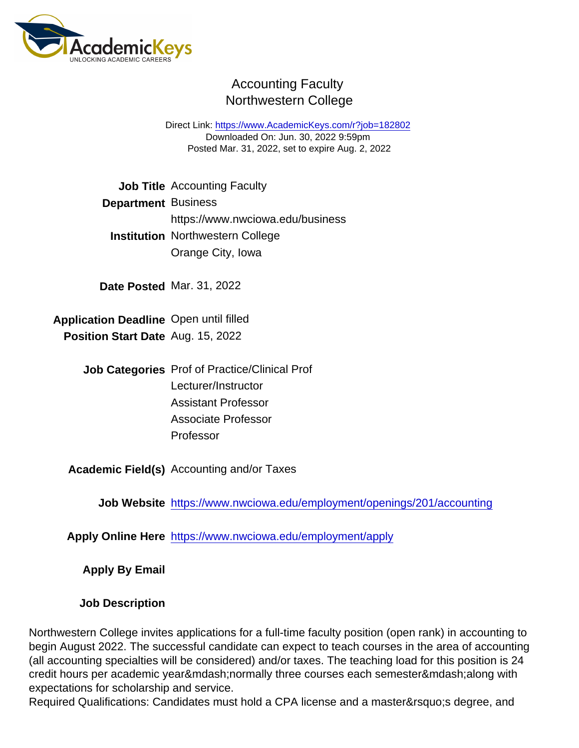# Accounting Faculty
## Northwestern College

Direct Link: https://www.AcademicKeys.com/r?job=182802
Downloaded On: Jun. 30, 2022 9:59pm
Posted Mar. 31, 2022, set to expire Aug. 2, 2022

**Job Title** Accounting Faculty

**Department** Business
https://www.nwciowa.edu/business

**Institution** Northwestern College
Orange City, Iowa

**Date Posted** Mar. 31, 2022

**Application Deadline** Open until filled

**Position Start Date** Aug. 15, 2022

**Job Categories** Prof of Practice/Clinical Prof
Lecturer/Instructor
Assistant Professor
Associate Professor
Professor

**Academic Field(s)** Accounting and/or Taxes

**Job Website** https://www.nwciowa.edu/employment/openings/201/accounting

**Apply Online Here** https://www.nwciowa.edu/employment/apply

**Apply By Email**

**Job Description**

Northwestern College invites applications for a full-time faculty position (open rank) in accounting to begin August 2022. The successful candidate can expect to teach courses in the area of accounting (all accounting specialties will be considered) and/or taxes. The teaching load for this position is 24 credit hours per academic year&mdash;normally three courses each semester&mdash;along with expectations for scholarship and service.
Required Qualifications: Candidates must hold a CPA license and a master&rsquo;s degree, and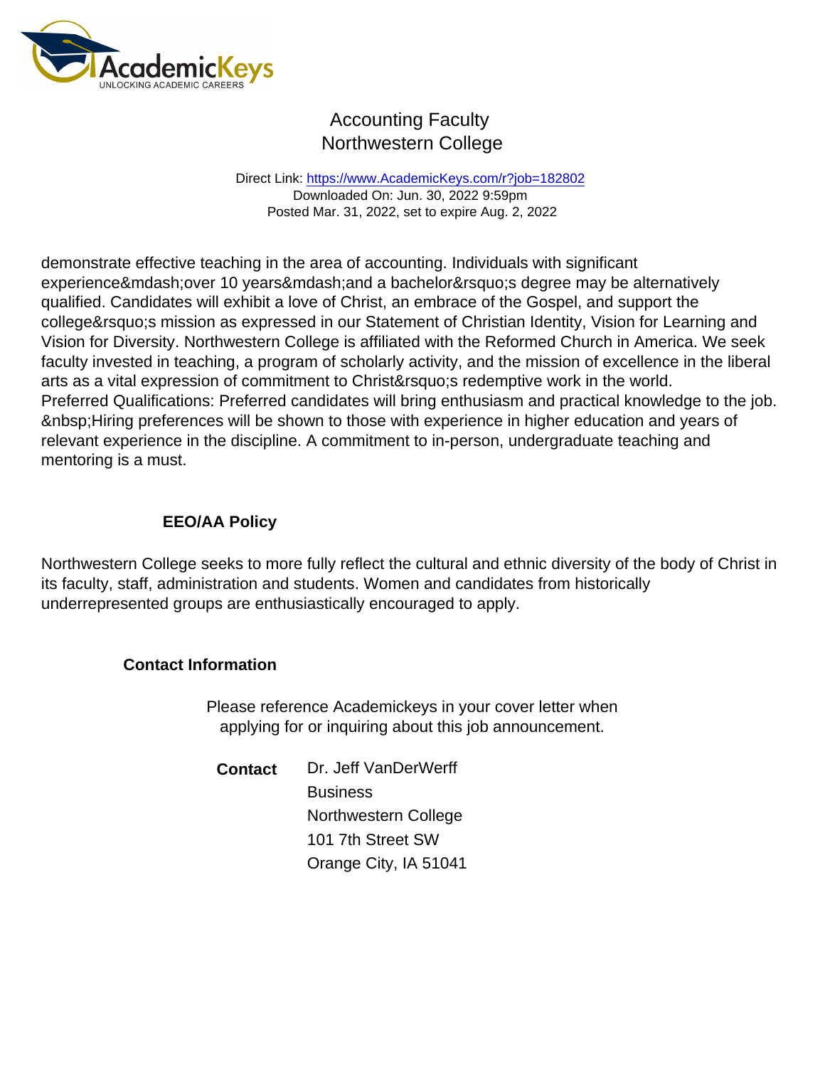demonstrate effective teaching in the area of accounting. Individuals with significant experience&mdash;over 10 years&mdash;and a bachelor&rsquo;s degree may be alternatively qualified. Candidates will exhibit a love of Christ, an embrace of the Gospel, and support the college&rsquo;s mission as expressed in our Statement of Christian Identity, Vision for Learning and Vision for Diversity. Northwestern College is affiliated with the Reformed Church in America. We seek faculty invested in teaching, a program of scholarly activity, and the mission of excellence in the liberal arts as a vital expression of commitment to Christ&rsquo;s redemptive work in the world.
Preferred Qualifications: Preferred candidates will bring enthusiasm and practical knowledge to the job. &nbsp;Hiring preferences will be shown to those with experience in higher education and years of relevant experience in the discipline. A commitment to in-person, undergraduate teaching and mentoring is a must.

### EEO/AA Policy

Northwestern College seeks to more fully reflect the cultural and ethnic diversity of the body of Christ in its faculty, staff, administration and students. Women and candidates from historically underrepresented groups are enthusiastically encouraged to apply.

### Contact Information

Please reference Academickeys in your cover letter when applying for or inquiring about this job announcement.

**Contact**

Dr. Jeff VanDerWerff
Business
Northwestern College
101 7th Street SW
Orange City, IA 51041